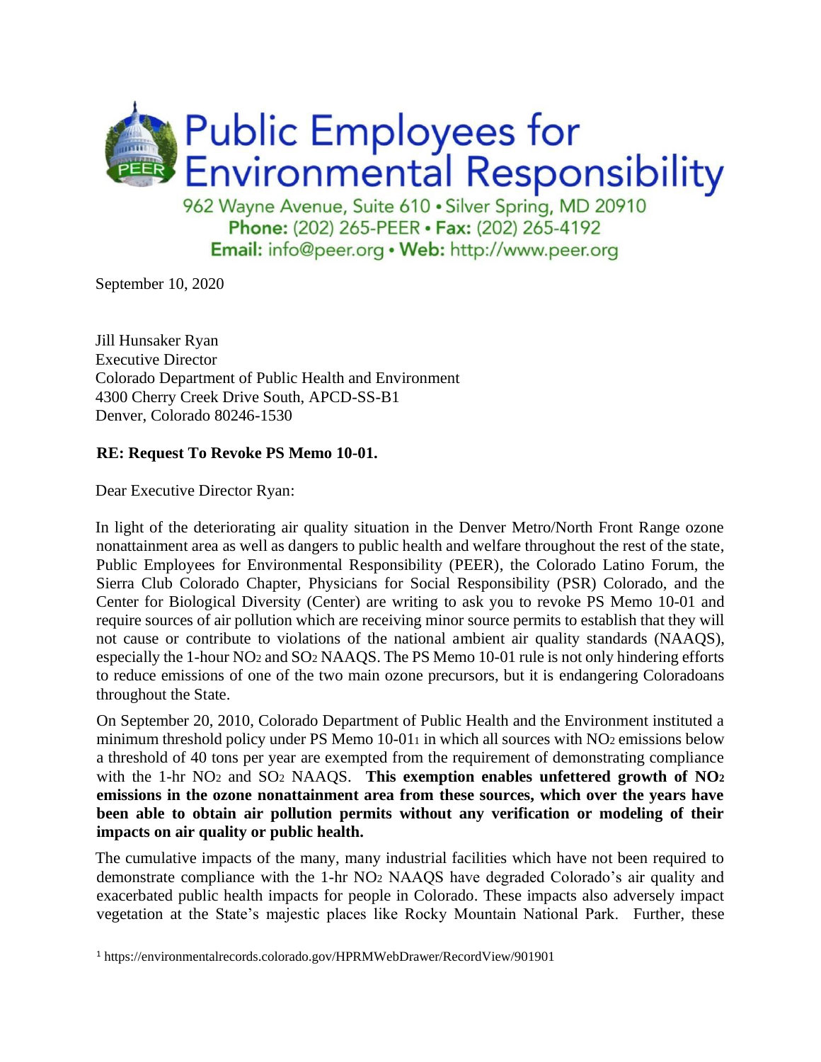# Public Employees for Environmental Responsibility

962 Wayne Avenue, Suite 610 • Silver Spring, MD 20910
**Phone:** (202) 265-PEER • **Fax:** (202) 265-4192
**Email:** info@peer.org • **Web:** http://www.peer.org

September 10, 2020

Jill Hunsaker Ryan
Executive Director
Colorado Department of Public Health and Environment
4300 Cherry Creek Drive South, APCD-SS-B1
Denver, Colorado 80246-1530

**RE: Request To Revoke PS Memo 10-01.**

Dear Executive Director Ryan:

In light of the deteriorating air quality situation in the Denver Metro/North Front Range ozone nonattainment area as well as dangers to public health and welfare throughout the rest of the state, Public Employees for Environmental Responsibility (PEER), the Colorado Latino Forum, the Sierra Club Colorado Chapter, Physicians for Social Responsibility (PSR) Colorado, and the Center for Biological Diversity (Center) are writing to ask you to revoke PS Memo 10-01 and require sources of air pollution which are receiving minor source permits to establish that they will not cause or contribute to violations of the national ambient air quality standards (NAAQS), especially the 1-hour $NO_2$ and $SO_2$ NAAQS. The PS Memo 10-01 rule is not only hindering efforts to reduce emissions of one of the two main ozone precursors, but it is endangering Coloradoans throughout the State.

On September 20, 2010, Colorado Department of Public Health and the Environment instituted a minimum threshold policy under PS Memo 10-01[1] in which all sources with $NO_2$ emissions below a threshold of 40 tons per year are exempted from the requirement of demonstrating compliance with the 1-hr $NO_2$ and $SO_2$ NAAQS. **This exemption enables unfettered growth of $NO_2$ emissions in the ozone nonattainment area from these sources, which over the years have been able to obtain air pollution permits without any verification or modeling of their impacts on air quality or public health.**

The cumulative impacts of the many, many industrial facilities which have not been required to demonstrate compliance with the 1-hr $NO_2$ NAAQS have degraded Colorado's air quality and exacerbated public health impacts for people in Colorado. These impacts also adversely impact vegetation at the State's majestic places like Rocky Mountain National Park. Further, these

[1] https://environmentalrecords.colorado.gov/HPRMWebDrawer/RecordView/901901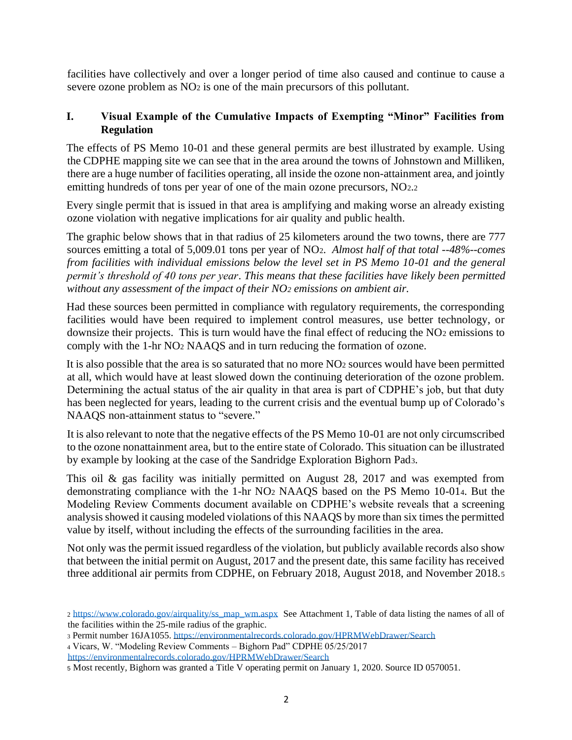facilities have collectively and over a longer period of time also caused and continue to cause a severe ozone problem as $NO_2$ is one of the main precursors of this pollutant.

## I. Visual Example of the Cumulative Impacts of Exempting "Minor" Facilities from Regulation

The effects of PS Memo 10-01 and these general permits are best illustrated by example. Using the CDPHE mapping site we can see that in the area around the towns of Johnstown and Milliken, there are a huge number of facilities operating, all inside the ozone non-attainment area, and jointly emitting hundreds of tons per year of one of the main ozone precursors, $NO_2$.[2]

Every single permit that is issued in that area is amplifying and making worse an already existing ozone violation with negative implications for air quality and public health.

The graphic below shows that in that radius of 25 kilometers around the two towns, there are 777 sources emitting a total of 5,009.01 tons per year of $NO_2$. *Almost half of that total --48%--comes from facilities with individual emissions below the level set in PS Memo 10-01 and the general permit's threshold of 40 tons per year. This means that these facilities have likely been permitted without any assessment of the impact of their $NO_2$ emissions on ambient air.*

Had these sources been permitted in compliance with regulatory requirements, the corresponding facilities would have been required to implement control measures, use better technology, or downsize their projects. This is turn would have the final effect of reducing the $NO_2$ emissions to comply with the 1-hr $NO_2$ NAAQS and in turn reducing the formation of ozone.

It is also possible that the area is so saturated that no more $NO_2$ sources would have been permitted at all, which would have at least slowed down the continuing deterioration of the ozone problem. Determining the actual status of the air quality in that area is part of CDPHE's job, but that duty has been neglected for years, leading to the current crisis and the eventual bump up of Colorado's NAAQS non-attainment status to "severe."

It is also relevant to note that the negative effects of the PS Memo 10-01 are not only circumscribed to the ozone nonattainment area, but to the entire state of Colorado. This situation can be illustrated by example by looking at the case of the Sandridge Exploration Bighorn Pad[3].

This oil & gas facility was initially permitted on August 28, 2017 and was exempted from demonstrating compliance with the 1-hr $NO_2$ NAAQS based on the PS Memo 10-01[4]. But the Modeling Review Comments document available on CDPHE's website reveals that a screening analysis showed it causing modeled violations of this NAAQS by more than six times the permitted value by itself, without including the effects of the surrounding facilities in the area.

Not only was the permit issued regardless of the violation, but publicly available records also show that between the initial permit on August, 2017 and the present date, this same facility has received three additional air permits from CDPHE, on February 2018, August 2018, and November 2018.[5]

---

[2] https://www.colorado.gov/airquality/ss_map_wm.aspx See Attachment 1, Table of data listing the names of all of the facilities within the 25-mile radius of the graphic.

[3] Permit number 16JA1055. https://environmentalrecords.colorado.gov/HPRMWebDrawer/Search

[4] Vicars, W. "Modeling Review Comments – Bighorn Pad" CDPHE 05/25/2017 https://environmentalrecords.colorado.gov/HPRMWebDrawer/Search

[5] Most recently, Bighorn was granted a Title V operating permit on January 1, 2020. Source ID 0570051.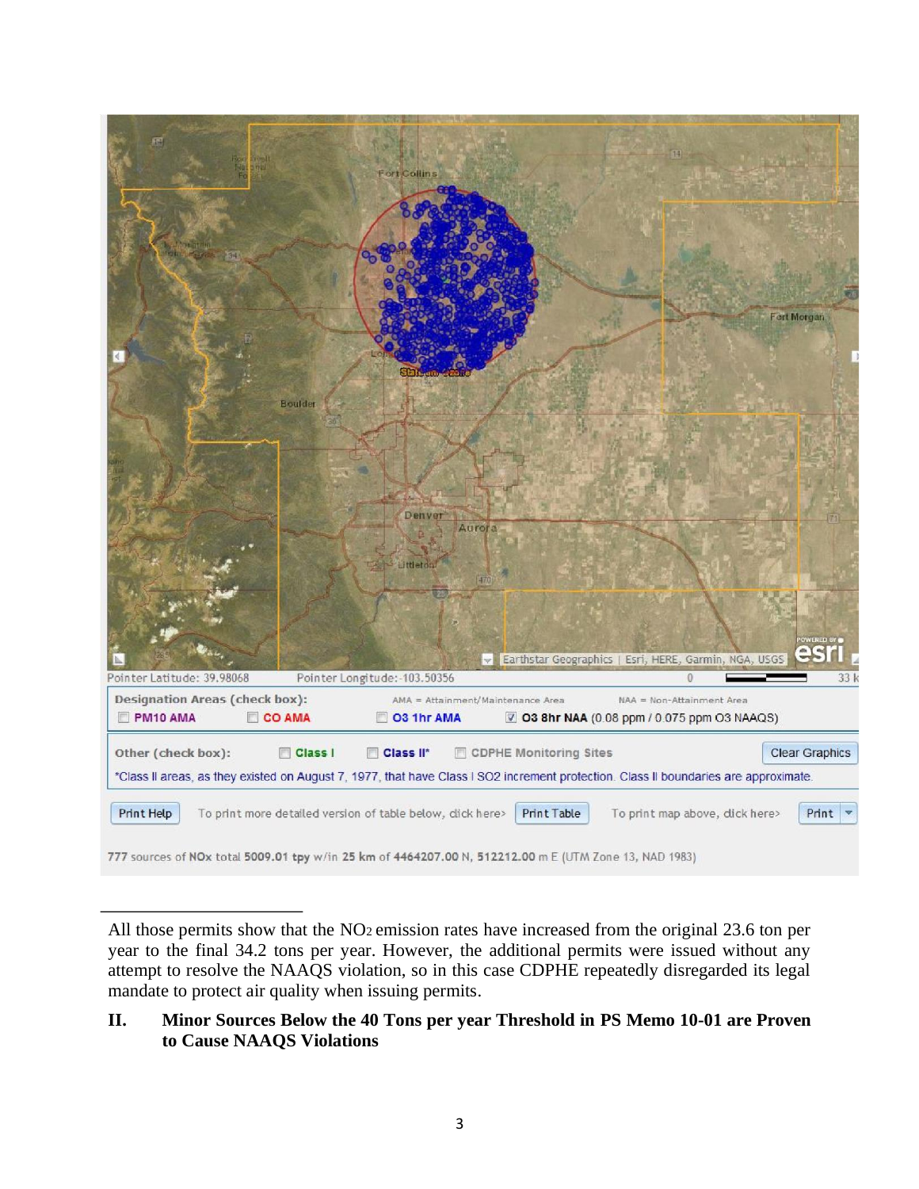All those permits show that the $NO_2$ emission rates have increased from the original 23.6 ton per year to the final 34.2 tons per year. However, the additional permits were issued without any attempt to resolve the NAAQS violation, so in this case CDPHE repeatedly disregarded its legal mandate to protect air quality when issuing permits.

## II. Minor Sources Below the 40 Tons per year Threshold in PS Memo 10-01 are Proven to Cause NAAQS Violations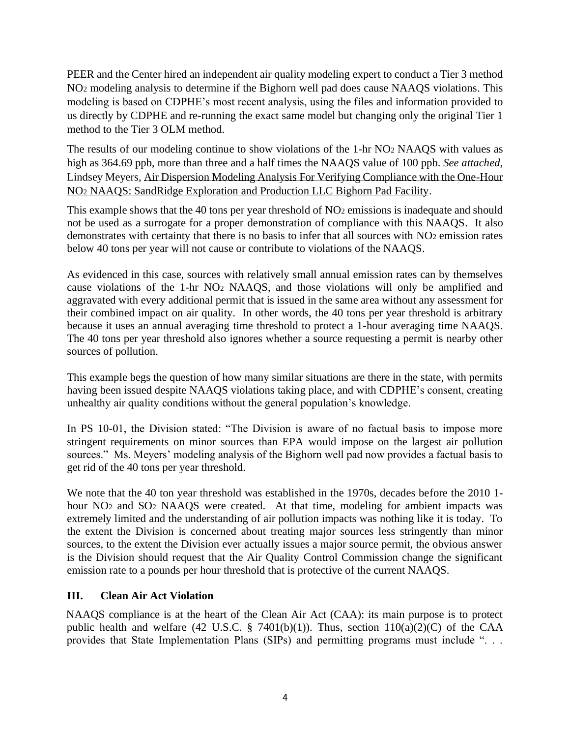PEER and the Center hired an independent air quality modeling expert to conduct a Tier 3 method $NO_2$ modeling analysis to determine if the Bighorn well pad does cause NAAQS violations. This modeling is based on CDPHE's most recent analysis, using the files and information provided to us directly by CDPHE and re-running the exact same model but changing only the original Tier 1 method to the Tier 3 OLM method.

The results of our modeling continue to show violations of the 1-hr $NO_2$ NAAQS with values as high as 364.69 ppb, more than three and a half times the NAAQS value of 100 ppb. *See attached*, Lindsey Meyers, Air Dispersion Modeling Analysis For Verifying Compliance with the One-Hour $NO_2$ NAAQS: SandRidge Exploration and Production LLC Bighorn Pad Facility.

This example shows that the 40 tons per year threshold of $NO_2$ emissions is inadequate and should not be used as a surrogate for a proper demonstration of compliance with this NAAQS. It also demonstrates with certainty that there is no basis to infer that all sources with $NO_2$ emission rates below 40 tons per year will not cause or contribute to violations of the NAAQS.

As evidenced in this case, sources with relatively small annual emission rates can by themselves cause violations of the 1-hr $NO_2$ NAAQS, and those violations will only be amplified and aggravated with every additional permit that is issued in the same area without any assessment for their combined impact on air quality. In other words, the 40 tons per year threshold is arbitrary because it uses an annual averaging time threshold to protect a 1-hour averaging time NAAQS. The 40 tons per year threshold also ignores whether a source requesting a permit is nearby other sources of pollution.

This example begs the question of how many similar situations are there in the state, with permits having been issued despite NAAQS violations taking place, and with CDPHE's consent, creating unhealthy air quality conditions without the general population's knowledge.

In PS 10-01, the Division stated: "The Division is aware of no factual basis to impose more stringent requirements on minor sources than EPA would impose on the largest air pollution sources." Ms. Meyers' modeling analysis of the Bighorn well pad now provides a factual basis to get rid of the 40 tons per year threshold.

We note that the 40 ton year threshold was established in the 1970s, decades before the 2010 1-hour $NO_2$ and $SO_2$ NAAQS were created. At that time, modeling for ambient impacts was extremely limited and the understanding of air pollution impacts was nothing like it is today. To the extent the Division is concerned about treating major sources less stringently than minor sources, to the extent the Division ever actually issues a major source permit, the obvious answer is the Division should request that the Air Quality Control Commission change the significant emission rate to a pounds per hour threshold that is protective of the current NAAQS.

## III. Clean Air Act Violation

NAAQS compliance is at the heart of the Clean Air Act (CAA): its main purpose is to protect public health and welfare (42 U.S.C. § 7401(b)(1)). Thus, section 110(a)(2)(C) of the CAA provides that State Implementation Plans (SIPs) and permitting programs must include ". . .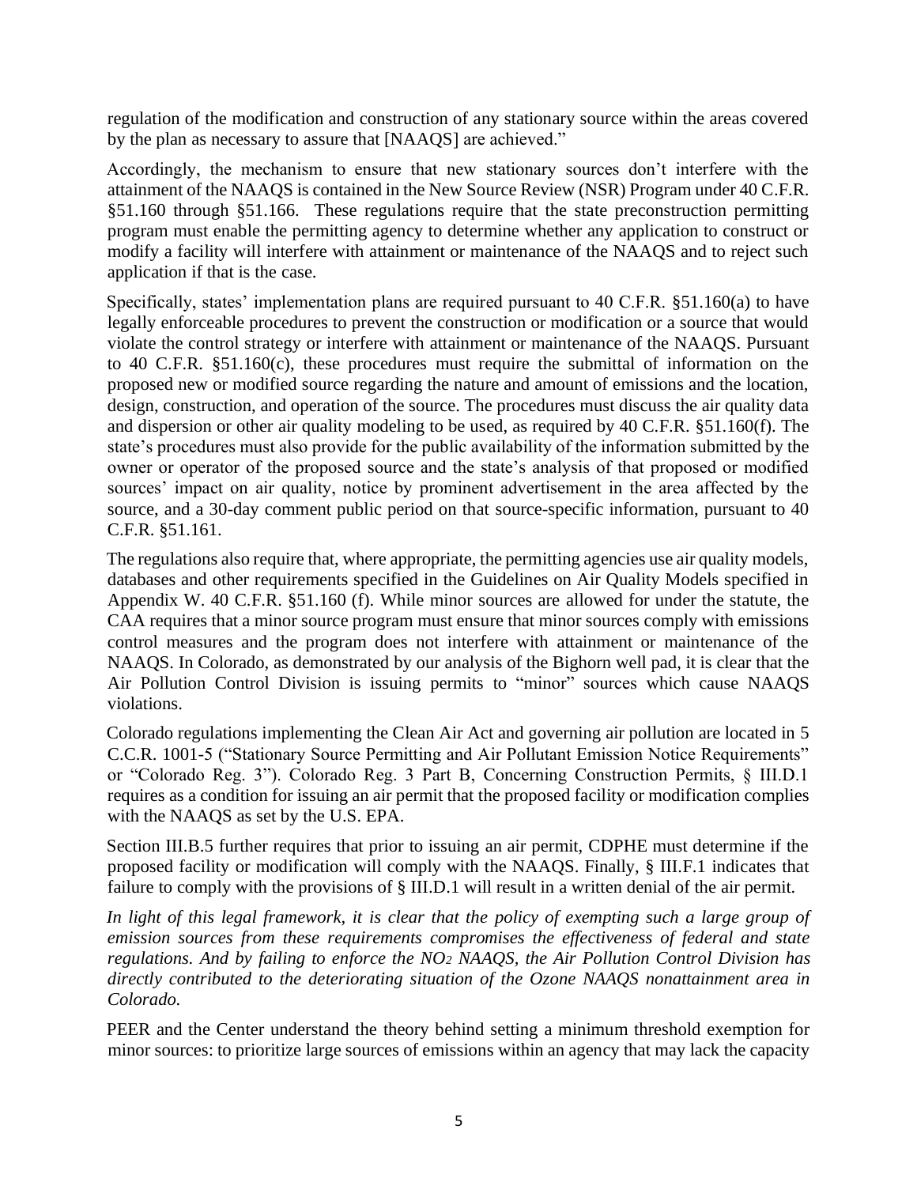regulation of the modification and construction of any stationary source within the areas covered by the plan as necessary to assure that [NAAQS] are achieved."

Accordingly, the mechanism to ensure that new stationary sources don't interfere with the attainment of the NAAQS is contained in the New Source Review (NSR) Program under 40 C.F.R. §51.160 through §51.166. These regulations require that the state preconstruction permitting program must enable the permitting agency to determine whether any application to construct or modify a facility will interfere with attainment or maintenance of the NAAQS and to reject such application if that is the case.

Specifically, states' implementation plans are required pursuant to 40 C.F.R. §51.160(a) to have legally enforceable procedures to prevent the construction or modification or a source that would violate the control strategy or interfere with attainment or maintenance of the NAAQS. Pursuant to 40 C.F.R. §51.160(c), these procedures must require the submittal of information on the proposed new or modified source regarding the nature and amount of emissions and the location, design, construction, and operation of the source. The procedures must discuss the air quality data and dispersion or other air quality modeling to be used, as required by 40 C.F.R. §51.160(f). The state's procedures must also provide for the public availability of the information submitted by the owner or operator of the proposed source and the state's analysis of that proposed or modified sources' impact on air quality, notice by prominent advertisement in the area affected by the source, and a 30-day comment public period on that source-specific information, pursuant to 40 C.F.R. §51.161.

The regulations also require that, where appropriate, the permitting agencies use air quality models, databases and other requirements specified in the Guidelines on Air Quality Models specified in Appendix W. 40 C.F.R. §51.160 (f). While minor sources are allowed for under the statute, the CAA requires that a minor source program must ensure that minor sources comply with emissions control measures and the program does not interfere with attainment or maintenance of the NAAQS. In Colorado, as demonstrated by our analysis of the Bighorn well pad, it is clear that the Air Pollution Control Division is issuing permits to "minor" sources which cause NAAQS violations.

Colorado regulations implementing the Clean Air Act and governing air pollution are located in 5 C.C.R. 1001-5 ("Stationary Source Permitting and Air Pollutant Emission Notice Requirements" or "Colorado Reg. 3"). Colorado Reg. 3 Part B, Concerning Construction Permits, § III.D.1 requires as a condition for issuing an air permit that the proposed facility or modification complies with the NAAQS as set by the U.S. EPA.

Section III.B.5 further requires that prior to issuing an air permit, CDPHE must determine if the proposed facility or modification will comply with the NAAQS. Finally, § III.F.1 indicates that failure to comply with the provisions of § III.D.1 will result in a written denial of the air permit.

*In light of this legal framework, it is clear that the policy of exempting such a large group of emission sources from these requirements compromises the effectiveness of federal and state regulations. And by failing to enforce the $NO_2$ NAAQS, the Air Pollution Control Division has directly contributed to the deteriorating situation of the Ozone NAAQS nonattainment area in Colorado.*

PEER and the Center understand the theory behind setting a minimum threshold exemption for minor sources: to prioritize large sources of emissions within an agency that may lack the capacity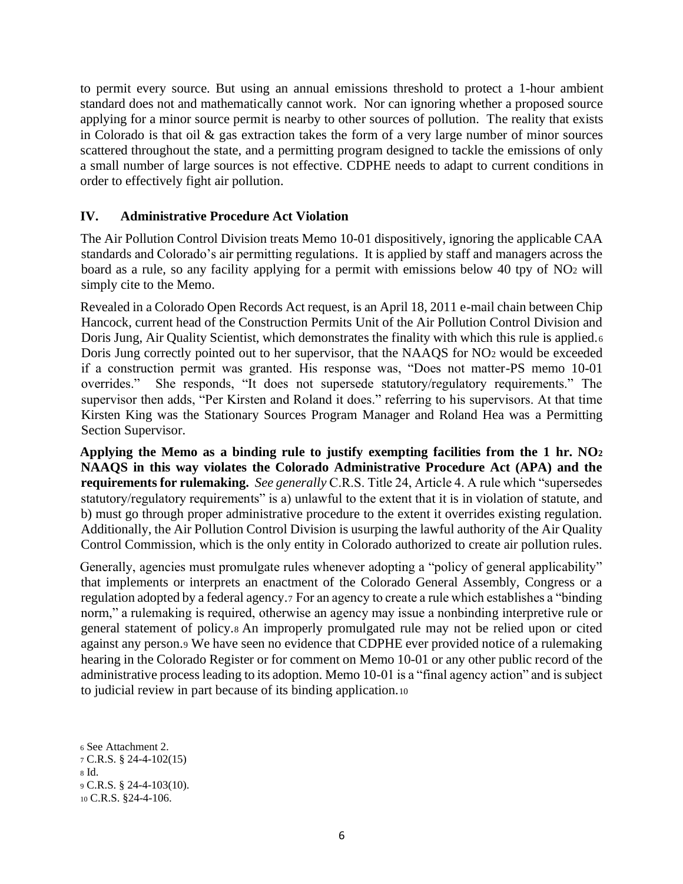to permit every source. But using an annual emissions threshold to protect a 1-hour ambient standard does not and mathematically cannot work. Nor can ignoring whether a proposed source applying for a minor source permit is nearby to other sources of pollution. The reality that exists in Colorado is that oil & gas extraction takes the form of a very large number of minor sources scattered throughout the state, and a permitting program designed to tackle the emissions of only a small number of large sources is not effective. CDPHE needs to adapt to current conditions in order to effectively fight air pollution.

## IV. Administrative Procedure Act Violation

The Air Pollution Control Division treats Memo 10-01 dispositively, ignoring the applicable CAA standards and Colorado's air permitting regulations. It is applied by staff and managers across the board as a rule, so any facility applying for a permit with emissions below 40 tpy of $NO_2$ will simply cite to the Memo.

Revealed in a Colorado Open Records Act request, is an April 18, 2011 e-mail chain between Chip Hancock, current head of the Construction Permits Unit of the Air Pollution Control Division and Doris Jung, Air Quality Scientist, which demonstrates the finality with which this rule is applied.[6] Doris Jung correctly pointed out to her supervisor, that the NAAQS for $NO_2$ would be exceeded if a construction permit was granted. His response was, "Does not matter-PS memo 10-01 overrides." She responds, "It does not supersede statutory/regulatory requirements." The supervisor then adds, "Per Kirsten and Roland it does." referring to his supervisors. At that time Kirsten King was the Stationary Sources Program Manager and Roland Hea was a Permitting Section Supervisor.

**Applying the Memo as a binding rule to justify exempting facilities from the 1 hr. $NO_2$ NAAQS in this way violates the Colorado Administrative Procedure Act (APA) and the requirements for rulemaking.** *See generally* C.R.S. Title 24, Article 4. A rule which "supersedes statutory/regulatory requirements" is a) unlawful to the extent that it is in violation of statute, and b) must go through proper administrative procedure to the extent it overrides existing regulation. Additionally, the Air Pollution Control Division is usurping the lawful authority of the Air Quality Control Commission, which is the only entity in Colorado authorized to create air pollution rules.

Generally, agencies must promulgate rules whenever adopting a "policy of general applicability" that implements or interprets an enactment of the Colorado General Assembly, Congress or a regulation adopted by a federal agency.[7] For an agency to create a rule which establishes a "binding norm," a rulemaking is required, otherwise an agency may issue a nonbinding interpretive rule or general statement of policy.[8] An improperly promulgated rule may not be relied upon or cited against any person.[9] We have seen no evidence that CDPHE ever provided notice of a rulemaking hearing in the Colorado Register or for comment on Memo 10-01 or any other public record of the administrative process leading to its adoption. Memo 10-01 is a "final agency action" and is subject to judicial review in part because of its binding application.[10]

[6] See Attachment 2.
[7] C.R.S. § 24-4-102(15)
[8] Id.
[9] C.R.S. § 24-4-103(10).
[10] C.R.S. §24-4-106.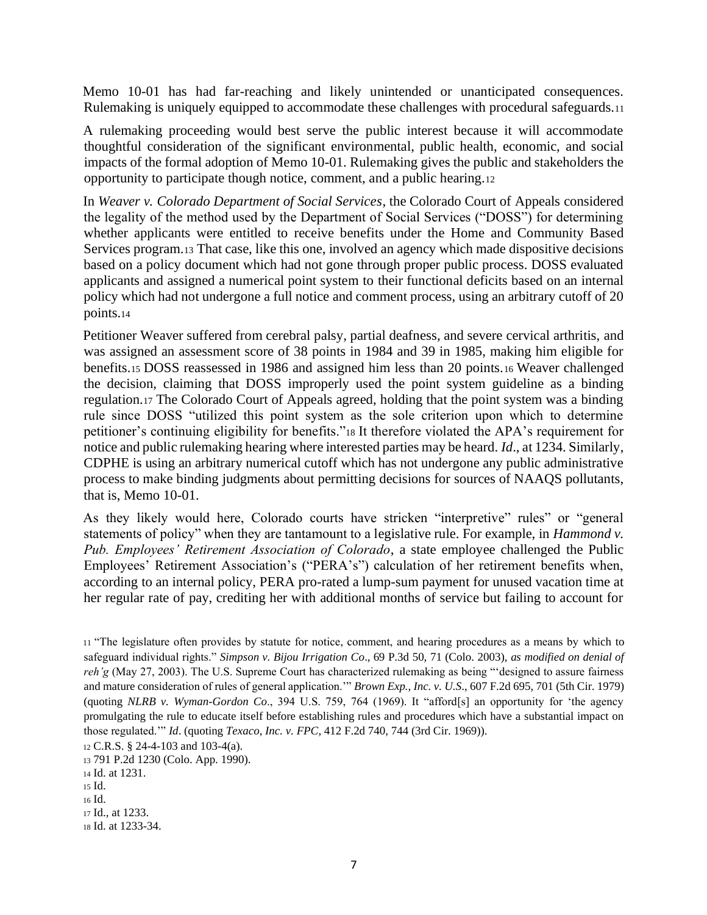Memo 10-01 has had far-reaching and likely unintended or unanticipated consequences. Rulemaking is uniquely equipped to accommodate these challenges with procedural safeguards.[11]

A rulemaking proceeding would best serve the public interest because it will accommodate thoughtful consideration of the significant environmental, public health, economic, and social impacts of the formal adoption of Memo 10-01. Rulemaking gives the public and stakeholders the opportunity to participate though notice, comment, and a public hearing.[12]

In *Weaver v. Colorado Department of Social Services*, the Colorado Court of Appeals considered the legality of the method used by the Department of Social Services ("DOSS") for determining whether applicants were entitled to receive benefits under the Home and Community Based Services program.[13] That case, like this one, involved an agency which made dispositive decisions based on a policy document which had not gone through proper public process. DOSS evaluated applicants and assigned a numerical point system to their functional deficits based on an internal policy which had not undergone a full notice and comment process, using an arbitrary cutoff of 20 points.[14]

Petitioner Weaver suffered from cerebral palsy, partial deafness, and severe cervical arthritis, and was assigned an assessment score of 38 points in 1984 and 39 in 1985, making him eligible for benefits.[15] DOSS reassessed in 1986 and assigned him less than 20 points.[16] Weaver challenged the decision, claiming that DOSS improperly used the point system guideline as a binding regulation.[17] The Colorado Court of Appeals agreed, holding that the point system was a binding rule since DOSS "utilized this point system as the sole criterion upon which to determine petitioner's continuing eligibility for benefits."[18] It therefore violated the APA's requirement for notice and public rulemaking hearing where interested parties may be heard. *Id*., at 1234. Similarly, CDPHE is using an arbitrary numerical cutoff which has not undergone any public administrative process to make binding judgments about permitting decisions for sources of NAAQS pollutants, that is, Memo 10-01.

As they likely would here, Colorado courts have stricken "interpretive" rules" or "general statements of policy" when they are tantamount to a legislative rule. For example, in *Hammond v. Pub. Employees' Retirement Association of Colorado*, a state employee challenged the Public Employees' Retirement Association's ("PERA's") calculation of her retirement benefits when, according to an internal policy, PERA pro-rated a lump-sum payment for unused vacation time at her regular rate of pay, crediting her with additional months of service but failing to account for

---

[11] "The legislature often provides by statute for notice, comment, and hearing procedures as a means by which to safeguard individual rights." *Simpson v. Bijou Irrigation Co*., 69 P.3d 50, 71 (Colo. 2003), *as modified on denial of reh'g* (May 27, 2003). The U.S. Supreme Court has characterized rulemaking as being "'designed to assure fairness and mature consideration of rules of general application.'" *Brown Exp., Inc. v. U.S*., 607 F.2d 695, 701 (5th Cir. 1979) (quoting *NLRB v. Wyman-Gordon Co*., 394 U.S. 759, 764 (1969). It "afford[s] an opportunity for 'the agency promulgating the rule to educate itself before establishing rules and procedures which have a substantial impact on those regulated.'" *Id*. (quoting *Texaco, Inc. v. FPC*, 412 F.2d 740, 744 (3rd Cir. 1969)).

[12] C.R.S. § 24-4-103 and 103-4(a).

[13] 791 P.2d 1230 (Colo. App. 1990).

[14] Id. at 1231.

[15] Id.

[16] Id.

[17] Id., at 1233.

[18] Id. at 1233-34.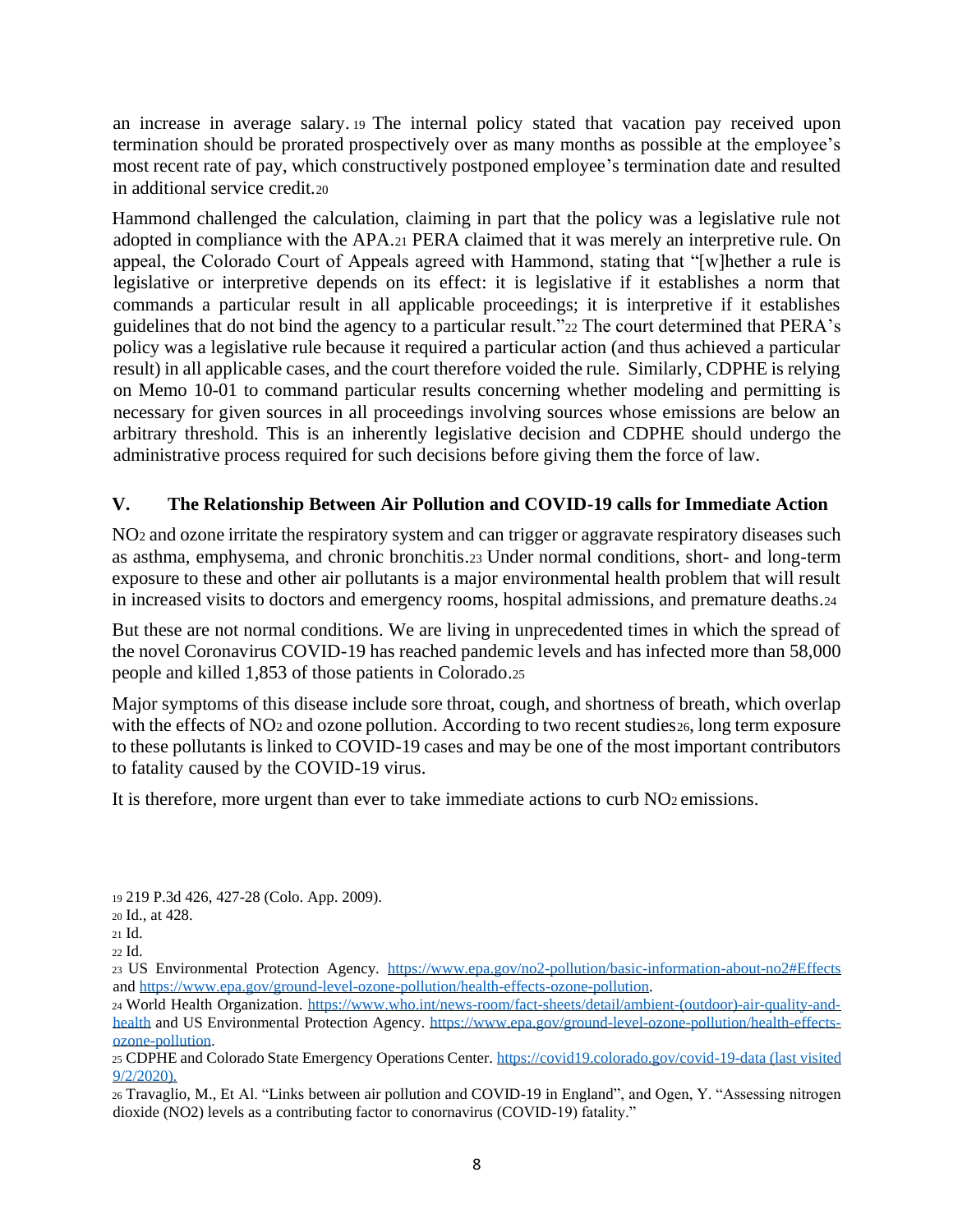an increase in average salary.[19] The internal policy stated that vacation pay received upon termination should be prorated prospectively over as many months as possible at the employee's most recent rate of pay, which constructively postponed employee's termination date and resulted in additional service credit.[20]

Hammond challenged the calculation, claiming in part that the policy was a legislative rule not adopted in compliance with the APA.[21] PERA claimed that it was merely an interpretive rule. On appeal, the Colorado Court of Appeals agreed with Hammond, stating that "[w]hether a rule is legislative or interpretive depends on its effect: it is legislative if it establishes a norm that commands a particular result in all applicable proceedings; it is interpretive if it establishes guidelines that do not bind the agency to a particular result."[22] The court determined that PERA's policy was a legislative rule because it required a particular action (and thus achieved a particular result) in all applicable cases, and the court therefore voided the rule. Similarly, CDPHE is relying on Memo 10-01 to command particular results concerning whether modeling and permitting is necessary for given sources in all proceedings involving sources whose emissions are below an arbitrary threshold. This is an inherently legislative decision and CDPHE should undergo the administrative process required for such decisions before giving them the force of law.

## V. The Relationship Between Air Pollution and COVID-19 calls for Immediate Action

$NO_2$ and ozone irritate the respiratory system and can trigger or aggravate respiratory diseases such as asthma, emphysema, and chronic bronchitis.[23] Under normal conditions, short- and long-term exposure to these and other air pollutants is a major environmental health problem that will result in increased visits to doctors and emergency rooms, hospital admissions, and premature deaths.[24]

But these are not normal conditions. We are living in unprecedented times in which the spread of the novel Coronavirus COVID-19 has reached pandemic levels and has infected more than 58,000 people and killed 1,853 of those patients in Colorado.[25]

Major symptoms of this disease include sore throat, cough, and shortness of breath, which overlap with the effects of $NO_2$ and ozone pollution. According to two recent studies[26], long term exposure to these pollutants is linked to COVID-19 cases and may be one of the most important contributors to fatality caused by the COVID-19 virus.

It is therefore, more urgent than ever to take immediate actions to curb $NO_2$ emissions.

[19] 219 P.3d 426, 427-28 (Colo. App. 2009).

[20] Id., at 428.

[21] Id.

[22] Id.

[23] US Environmental Protection Agency. https://www.epa.gov/no2-pollution/basic-information-about-no2#Effects and https://www.epa.gov/ground-level-ozone-pollution/health-effects-ozone-pollution.

[24] World Health Organization. https://www.who.int/news-room/fact-sheets/detail/ambient-(outdoor)-air-quality-and-health and US Environmental Protection Agency. https://www.epa.gov/ground-level-ozone-pollution/health-effects-ozone-pollution.

[25] CDPHE and Colorado State Emergency Operations Center. https://covid19.colorado.gov/covid-19-data (last visited 9/2/2020).

[26] Travaglio, M., Et Al. "Links between air pollution and COVID-19 in England", and Ogen, Y. "Assessing nitrogen dioxide (NO2) levels as a contributing factor to conornavirus (COVID-19) fatality."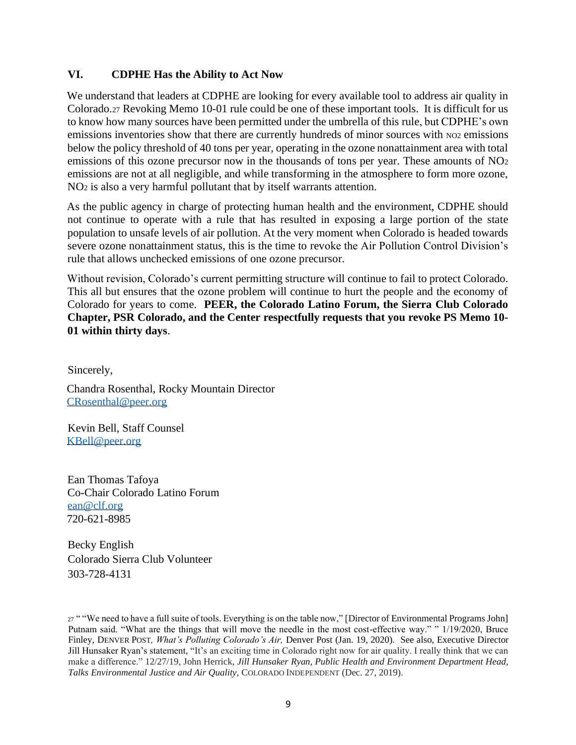## VI. CDPHE Has the Ability to Act Now

We understand that leaders at CDPHE are looking for every available tool to address air quality in Colorado.[27] Revoking Memo 10-01 rule could be one of these important tools. It is difficult for us to know how many sources have been permitted under the umbrella of this rule, but CDPHE's own emissions inventories show that there are currently hundreds of minor sources with $NO_2$ emissions below the policy threshold of 40 tons per year, operating in the ozone nonattainment area with total emissions of this ozone precursor now in the thousands of tons per year. These amounts of $NO_2$ emissions are not at all negligible, and while transforming in the atmosphere to form more ozone, $NO_2$ is also a very harmful pollutant that by itself warrants attention.

As the public agency in charge of protecting human health and the environment, CDPHE should not continue to operate with a rule that has resulted in exposing a large portion of the state population to unsafe levels of air pollution. At the very moment when Colorado is headed towards severe ozone nonattainment status, this is the time to revoke the Air Pollution Control Division's rule that allows unchecked emissions of one ozone precursor.

Without revision, Colorado's current permitting structure will continue to fail to protect Colorado. This all but ensures that the ozone problem will continue to hurt the people and the economy of Colorado for years to come. **PEER, the Colorado Latino Forum, the Sierra Club Colorado Chapter, PSR Colorado, and the Center respectfully requests that you revoke PS Memo 10-01 within thirty days**.

Sincerely,

Chandra Rosenthal, Rocky Mountain Director
CRosenthal@peer.org

Kevin Bell, Staff Counsel
KBell@peer.org

Ean Thomas Tafoya
Co-Chair Colorado Latino Forum
ean@clf.org
720-621-8985

Becky English
Colorado Sierra Club Volunteer
303-728-4131

[27] " "We need to have a full suite of tools. Everything is on the table now," [Director of Environmental Programs John] Putnam said. "What are the things that will move the needle in the most cost-effective way." " 1/19/2020, Bruce Finley, DENVER POST, *What's Polluting Colorado's Air,* Denver Post (Jan. 19, 2020). See also, Executive Director Jill Hunsaker Ryan's statement, "It's an exciting time in Colorado right now for air quality. I really think that we can make a difference." 12/27/19, John Herrick, *Jill Hunsaker Ryan, Public Health and Environment Department Head, Talks Environmental Justice and Air Quality,* COLORADO INDEPENDENT (Dec. 27, 2019).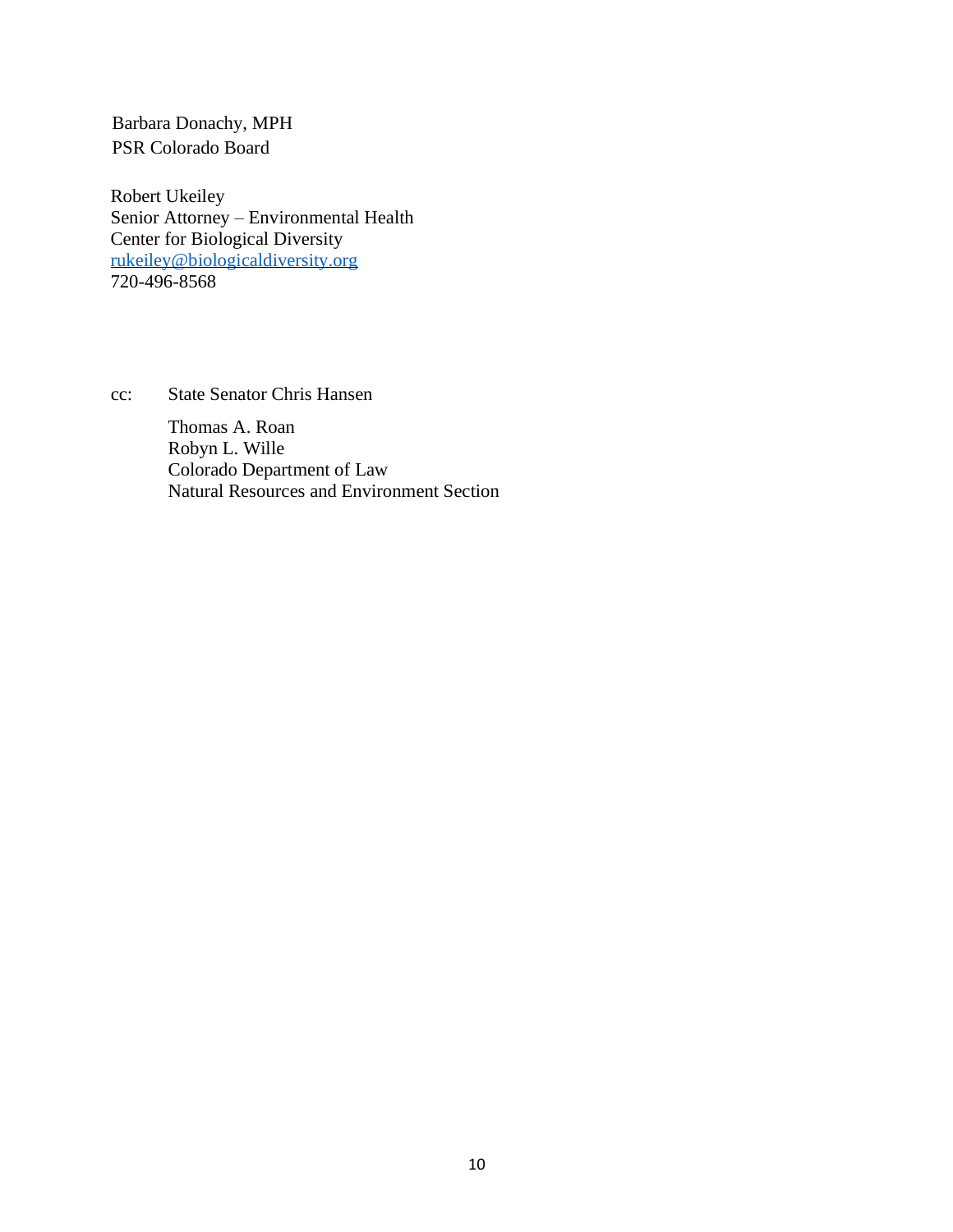Barbara Donachy, MPH
PSR Colorado Board

Robert Ukeiley
Senior Attorney – Environmental Health
Center for Biological Diversity
rukeiley@biologicaldiversity.org
720-496-8568

cc: State Senator Chris Hansen

Thomas A. Roan
Robyn L. Wille
Colorado Department of Law
Natural Resources and Environment Section